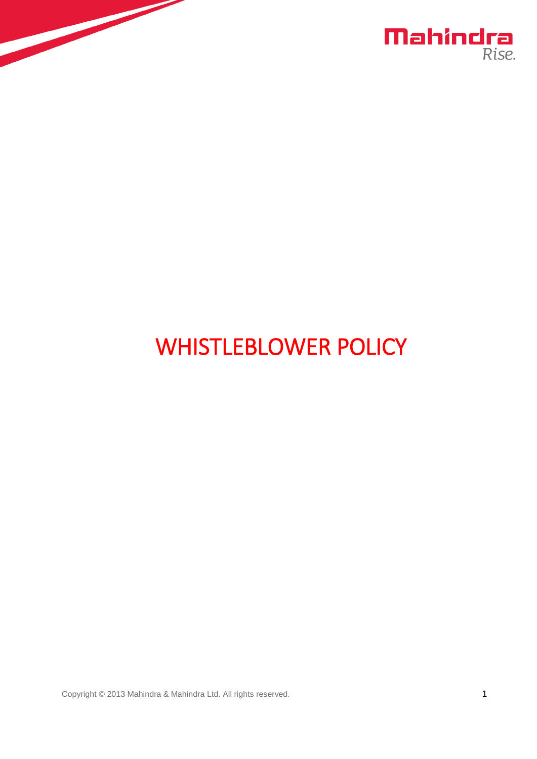# WHISTLEBLOWER POLICY

Copyright © 2013 Mahindra & Mahindra Ltd. All rights reserved.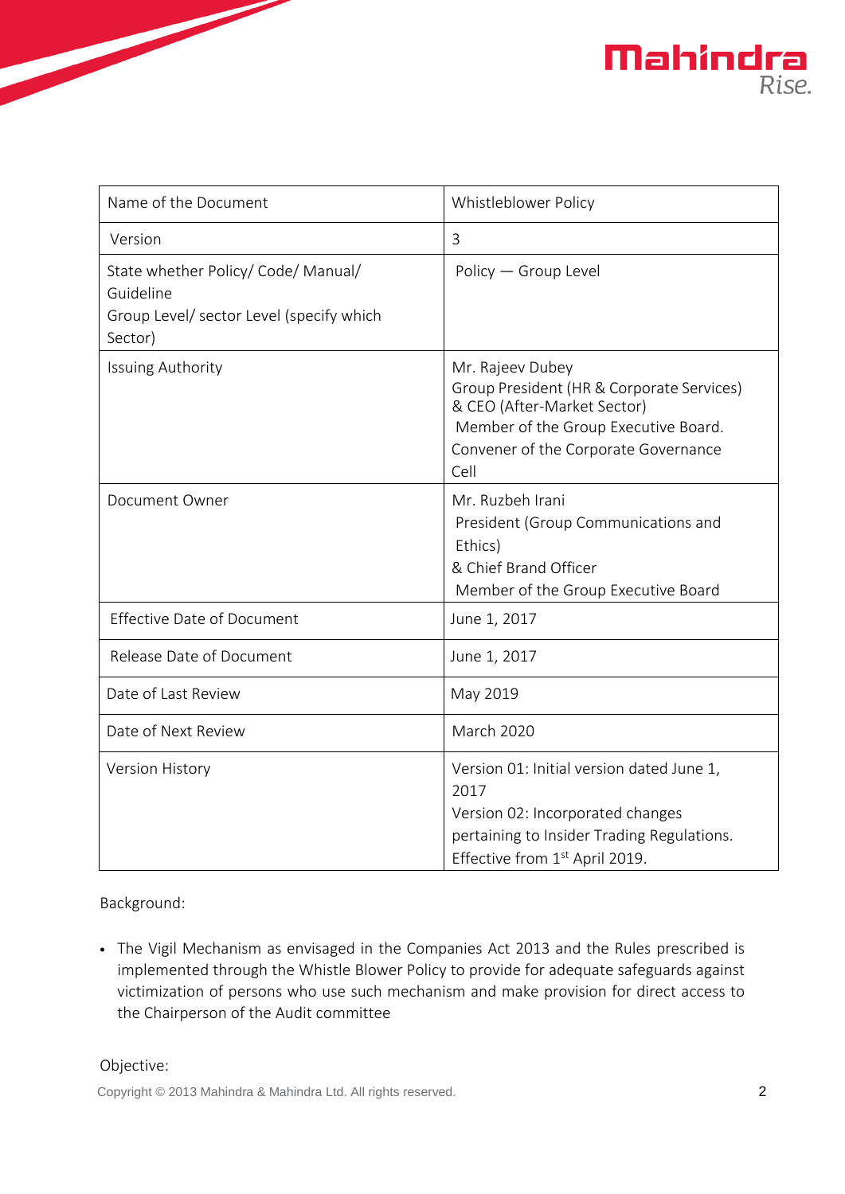| Name of the Document | Whistleblower Policy |
| --- | --- |
| Version | 3 |
| State whether Policy/ Code/ Manual/ Guideline Group Level/ sector Level (specify which Sector) | Policy — Group Level |
| Issuing Authority | Mr. Rajeev Dubey Group President (HR & Corporate Services) & CEO (After-Market Sector) Member of the Group Executive Board. Convener of the Corporate Governance Cell |
| Document Owner | Mr. Ruzbeh Irani President (Group Communications and Ethics) & Chief Brand Officer Member of the Group Executive Board |
| Effective Date of Document | June 1, 2017 |
| Release Date of Document | June 1, 2017 |
| Date of Last Review | May 2019 |
| Date of Next Review | March 2020 |
| Version History | Version 01: Initial version dated June 1, 2017 Version 02: Incorporated changes pertaining to Insider Trading Regulations. Effective from 1st April 2019. |

Background:

- The Vigil Mechanism as envisaged in the Companies Act 2013 and the Rules prescribed is implemented through the Whistle Blower Policy to provide for adequate safeguards against victimization of persons who use such mechanism and make provision for direct access to the Chairperson of the Audit committee

Objective: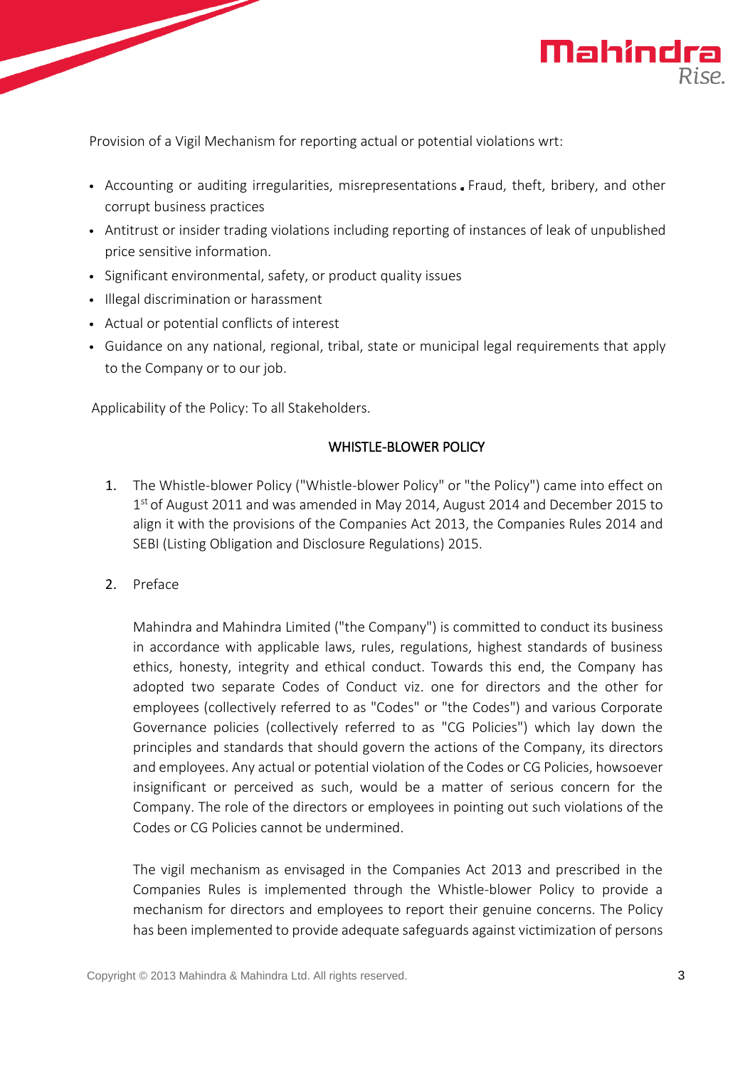Provision of a Vigil Mechanism for reporting actual or potential violations wrt:

- Accounting or auditing irregularities, misrepresentations. Fraud, theft, bribery, and other corrupt business practices
- Antitrust or insider trading violations including reporting of instances of leak of unpublished price sensitive information.
- Significant environmental, safety, or product quality issues
- Illegal discrimination or harassment
- Actual or potential conflicts of interest
- Guidance on any national, regional, tribal, state or municipal legal requirements that apply to the Company or to our job.

Applicability of the Policy: To all Stakeholders.

## WHISTLE-BLOWER POLICY

1. The Whistle-blower Policy ("Whistle-blower Policy" or "the Policy") came into effect on 1st of August 2011 and was amended in May 2014, August 2014 and December 2015 to align it with the provisions of the Companies Act 2013, the Companies Rules 2014 and SEBI (Listing Obligation and Disclosure Regulations) 2015.

2. Preface

   Mahindra and Mahindra Limited ("the Company") is committed to conduct its business in accordance with applicable laws, rules, regulations, highest standards of business ethics, honesty, integrity and ethical conduct. Towards this end, the Company has adopted two separate Codes of Conduct viz. one for directors and the other for employees (collectively referred to as "Codes" or "the Codes") and various Corporate Governance policies (collectively referred to as "CG Policies") which lay down the principles and standards that should govern the actions of the Company, its directors and employees. Any actual or potential violation of the Codes or CG Policies, howsoever insignificant or perceived as such, would be a matter of serious concern for the Company. The role of the directors or employees in pointing out such violations of the Codes or CG Policies cannot be undermined.

   The vigil mechanism as envisaged in the Companies Act 2013 and prescribed in the Companies Rules is implemented through the Whistle-blower Policy to provide a mechanism for directors and employees to report their genuine concerns. The Policy has been implemented to provide adequate safeguards against victimization of persons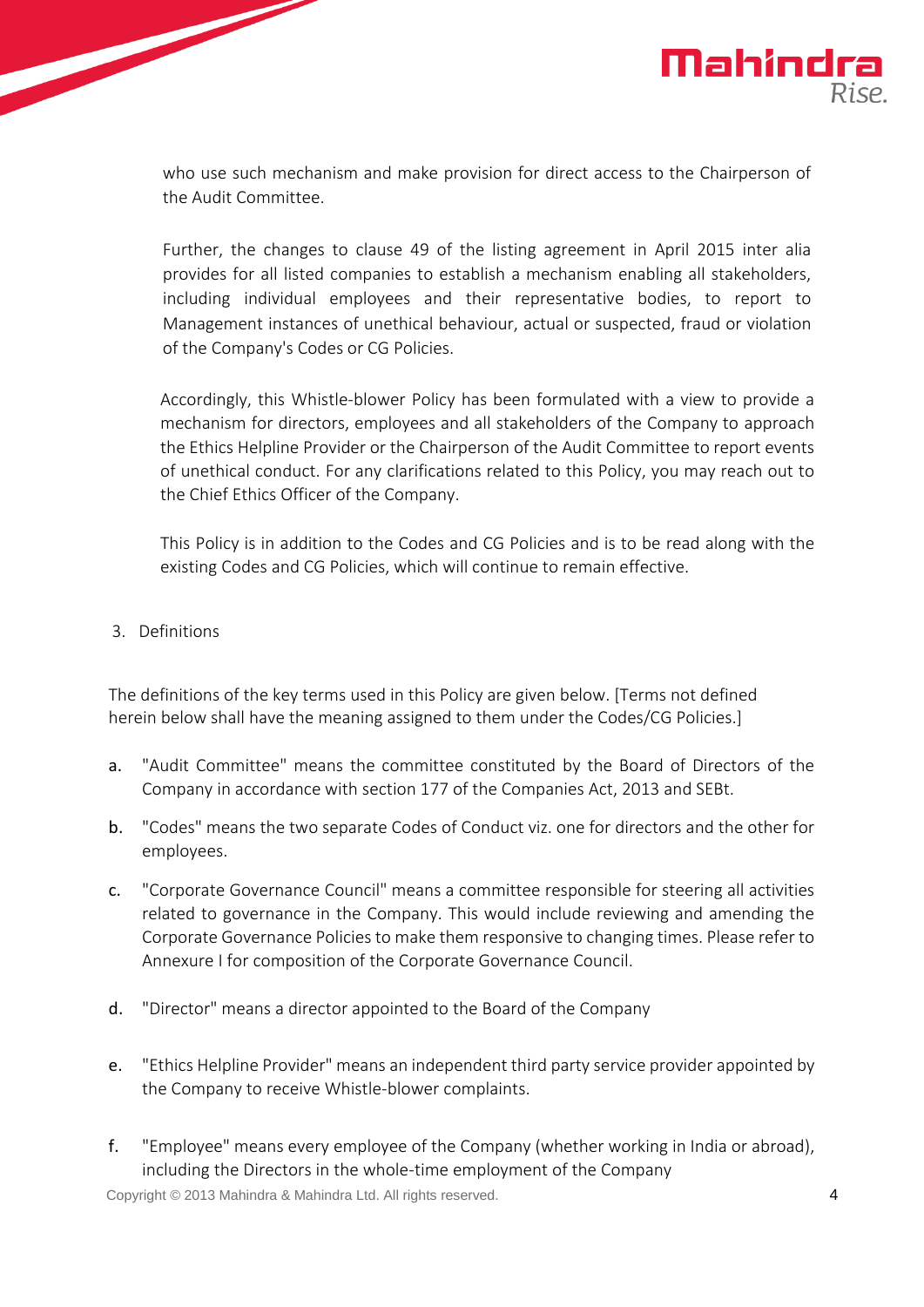who use such mechanism and make provision for direct access to the Chairperson of the Audit Committee.

Further, the changes to clause 49 of the listing agreement in April 2015 inter alia provides for all listed companies to establish a mechanism enabling all stakeholders, including individual employees and their representative bodies, to report to Management instances of unethical behaviour, actual or suspected, fraud or violation of the Company's Codes or CG Policies.

Accordingly, this Whistle-blower Policy has been formulated with a view to provide a mechanism for directors, employees and all stakeholders of the Company to approach the Ethics Helpline Provider or the Chairperson of the Audit Committee to report events of unethical conduct. For any clarifications related to this Policy, you may reach out to the Chief Ethics Officer of the Company.

This Policy is in addition to the Codes and CG Policies and is to be read along with the existing Codes and CG Policies, which will continue to remain effective.

## 3. Definitions

The definitions of the key terms used in this Policy are given below. [Terms not defined herein below shall have the meaning assigned to them under the Codes/CG Policies.]

a. "Audit Committee" means the committee constituted by the Board of Directors of the Company in accordance with section 177 of the Companies Act, 2013 and SEBt.

b. "Codes" means the two separate Codes of Conduct viz. one for directors and the other for employees.

c. "Corporate Governance Council" means a committee responsible for steering all activities related to governance in the Company. This would include reviewing and amending the Corporate Governance Policies to make them responsive to changing times. Please refer to Annexure I for composition of the Corporate Governance Council.

d. "Director" means a director appointed to the Board of the Company

e. "Ethics Helpline Provider" means an independent third party service provider appointed by the Company to receive Whistle-blower complaints.

f. "Employee" means every employee of the Company (whether working in India or abroad), including the Directors in the whole-time employment of the Company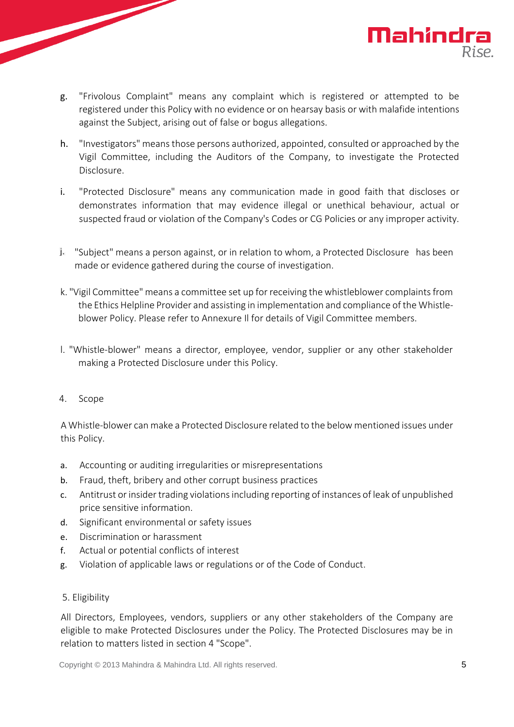g. "Frivolous Complaint" means any complaint which is registered or attempted to be registered under this Policy with no evidence or on hearsay basis or with malafide intentions against the Subject, arising out of false or bogus allegations.

h. "Investigators" means those persons authorized, appointed, consulted or approached by the Vigil Committee, including the Auditors of the Company, to investigate the Protected Disclosure.

i. "Protected Disclosure" means any communication made in good faith that discloses or demonstrates information that may evidence illegal or unethical behaviour, actual or suspected fraud or violation of the Company's Codes or CG Policies or any improper activity.

j. "Subject" means a person against, or in relation to whom, a Protected Disclosure has been made or evidence gathered during the course of investigation.

k. "Vigil Committee" means a committee set up for receiving the whistleblower complaints from the Ethics Helpline Provider and assisting in implementation and compliance of the Whistle-blower Policy. Please refer to Annexure II for details of Vigil Committee members.

l. "Whistle-blower" means a director, employee, vendor, supplier or any other stakeholder making a Protected Disclosure under this Policy.

4. Scope

A Whistle-blower can make a Protected Disclosure related to the below mentioned issues under this Policy.

a. Accounting or auditing irregularities or misrepresentations
b. Fraud, theft, bribery and other corrupt business practices
c. Antitrust or insider trading violations including reporting of instances of leak of unpublished price sensitive information.
d. Significant environmental or safety issues
e. Discrimination or harassment
f. Actual or potential conflicts of interest
g. Violation of applicable laws or regulations or of the Code of Conduct.

5. Eligibility

All Directors, Employees, vendors, suppliers or any other stakeholders of the Company are eligible to make Protected Disclosures under the Policy. The Protected Disclosures may be in relation to matters listed in section 4 "Scope".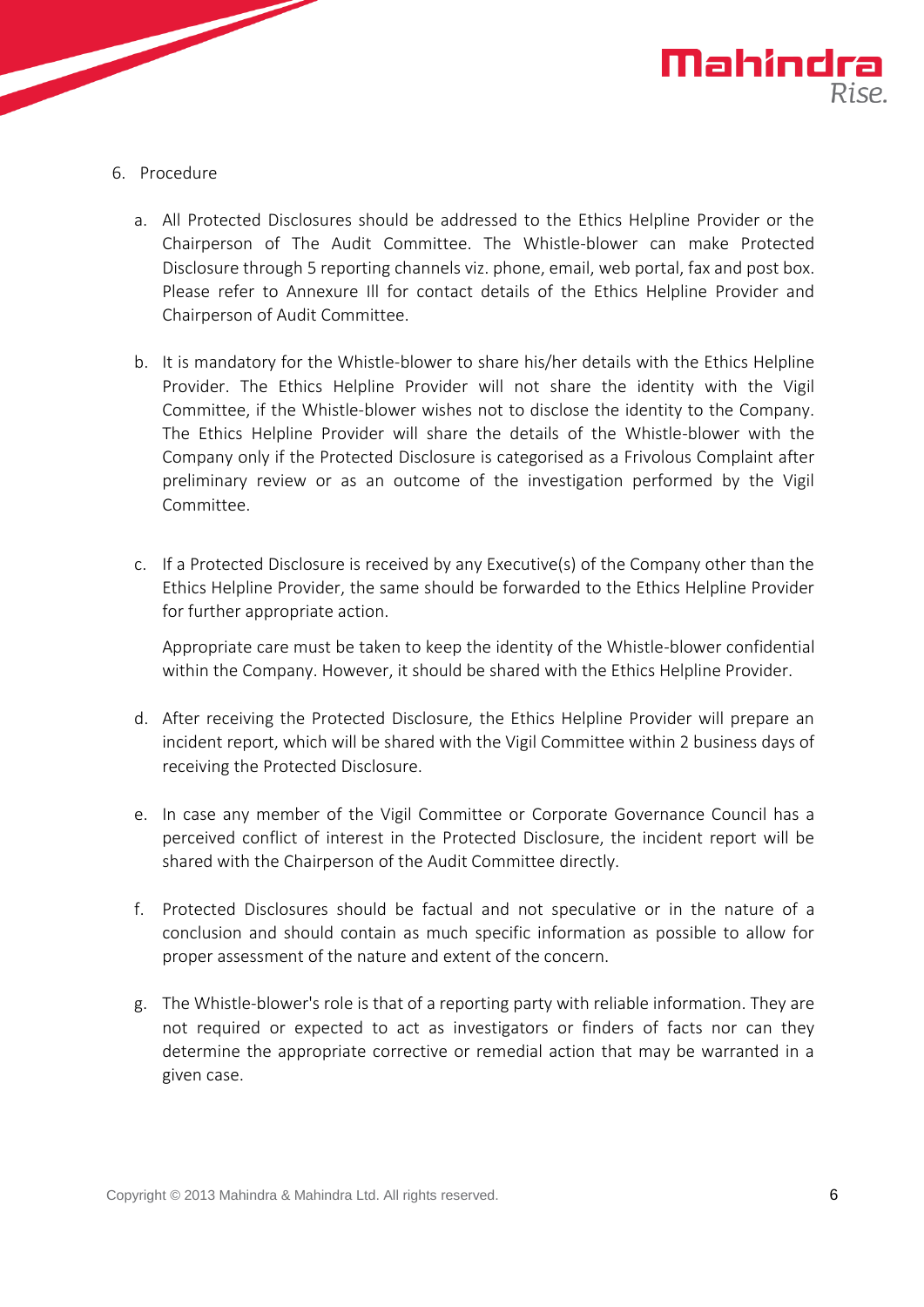6. Procedure

    a. All Protected Disclosures should be addressed to the Ethics Helpline Provider or the Chairperson of The Audit Committee. The Whistle-blower can make Protected Disclosure through 5 reporting channels viz. phone, email, web portal, fax and post box. Please refer to Annexure III for contact details of the Ethics Helpline Provider and Chairperson of Audit Committee.

    b. It is mandatory for the Whistle-blower to share his/her details with the Ethics Helpline Provider. The Ethics Helpline Provider will not share the identity with the Vigil Committee, if the Whistle-blower wishes not to disclose the identity to the Company. The Ethics Helpline Provider will share the details of the Whistle-blower with the Company only if the Protected Disclosure is categorised as a Frivolous Complaint after preliminary review or as an outcome of the investigation performed by the Vigil Committee.

    c. If a Protected Disclosure is received by any Executive(s) of the Company other than the Ethics Helpline Provider, the same should be forwarded to the Ethics Helpline Provider for further appropriate action.

       Appropriate care must be taken to keep the identity of the Whistle-blower confidential within the Company. However, it should be shared with the Ethics Helpline Provider.

    d. After receiving the Protected Disclosure, the Ethics Helpline Provider will prepare an incident report, which will be shared with the Vigil Committee within 2 business days of receiving the Protected Disclosure.

    e. In case any member of the Vigil Committee or Corporate Governance Council has a perceived conflict of interest in the Protected Disclosure, the incident report will be shared with the Chairperson of the Audit Committee directly.

    f. Protected Disclosures should be factual and not speculative or in the nature of a conclusion and should contain as much specific information as possible to allow for proper assessment of the nature and extent of the concern.

    g. The Whistle-blower's role is that of a reporting party with reliable information. They are not required or expected to act as investigators or finders of facts nor can they determine the appropriate corrective or remedial action that may be warranted in a given case.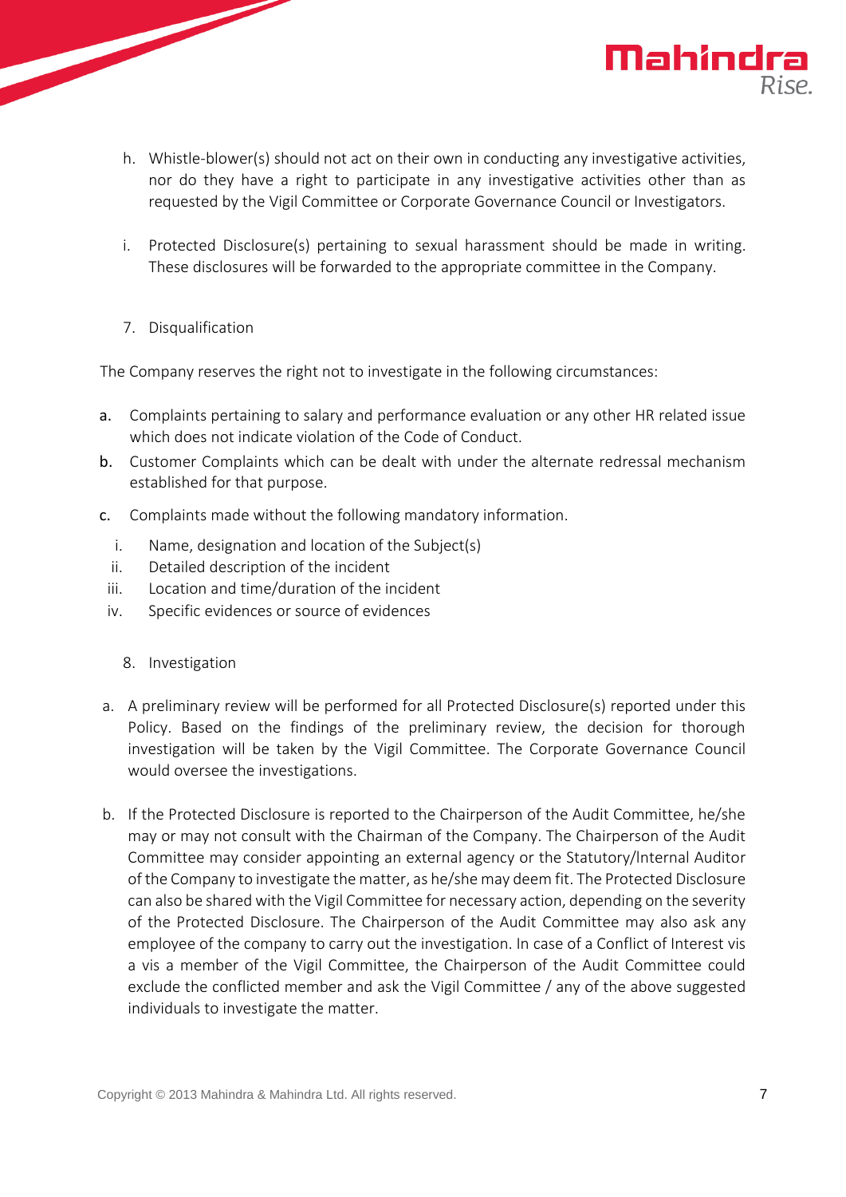h. Whistle-blower(s) should not act on their own in conducting any investigative activities, nor do they have a right to participate in any investigative activities other than as requested by the Vigil Committee or Corporate Governance Council or Investigators.

i. Protected Disclosure(s) pertaining to sexual harassment should be made in writing. These disclosures will be forwarded to the appropriate committee in the Company.

## 7. Disqualification

The Company reserves the right not to investigate in the following circumstances:

a. Complaints pertaining to salary and performance evaluation or any other HR related issue which does not indicate violation of the Code of Conduct.

b. Customer Complaints which can be dealt with under the alternate redressal mechanism established for that purpose.

c. Complaints made without the following mandatory information.

   i. Name, designation and location of the Subject(s)
   ii. Detailed description of the incident
   iii. Location and time/duration of the incident
   iv. Specific evidences or source of evidences

## 8. Investigation

a. A preliminary review will be performed for all Protected Disclosure(s) reported under this Policy. Based on the findings of the preliminary review, the decision for thorough investigation will be taken by the Vigil Committee. The Corporate Governance Council would oversee the investigations.

b. If the Protected Disclosure is reported to the Chairperson of the Audit Committee, he/she may or may not consult with the Chairman of the Company. The Chairperson of the Audit Committee may consider appointing an external agency or the Statutory/Internal Auditor of the Company to investigate the matter, as he/she may deem fit. The Protected Disclosure can also be shared with the Vigil Committee for necessary action, depending on the severity of the Protected Disclosure. The Chairperson of the Audit Committee may also ask any employee of the company to carry out the investigation. In case of a Conflict of Interest vis a vis a member of the Vigil Committee, the Chairperson of the Audit Committee could exclude the conflicted member and ask the Vigil Committee / any of the above suggested individuals to investigate the matter.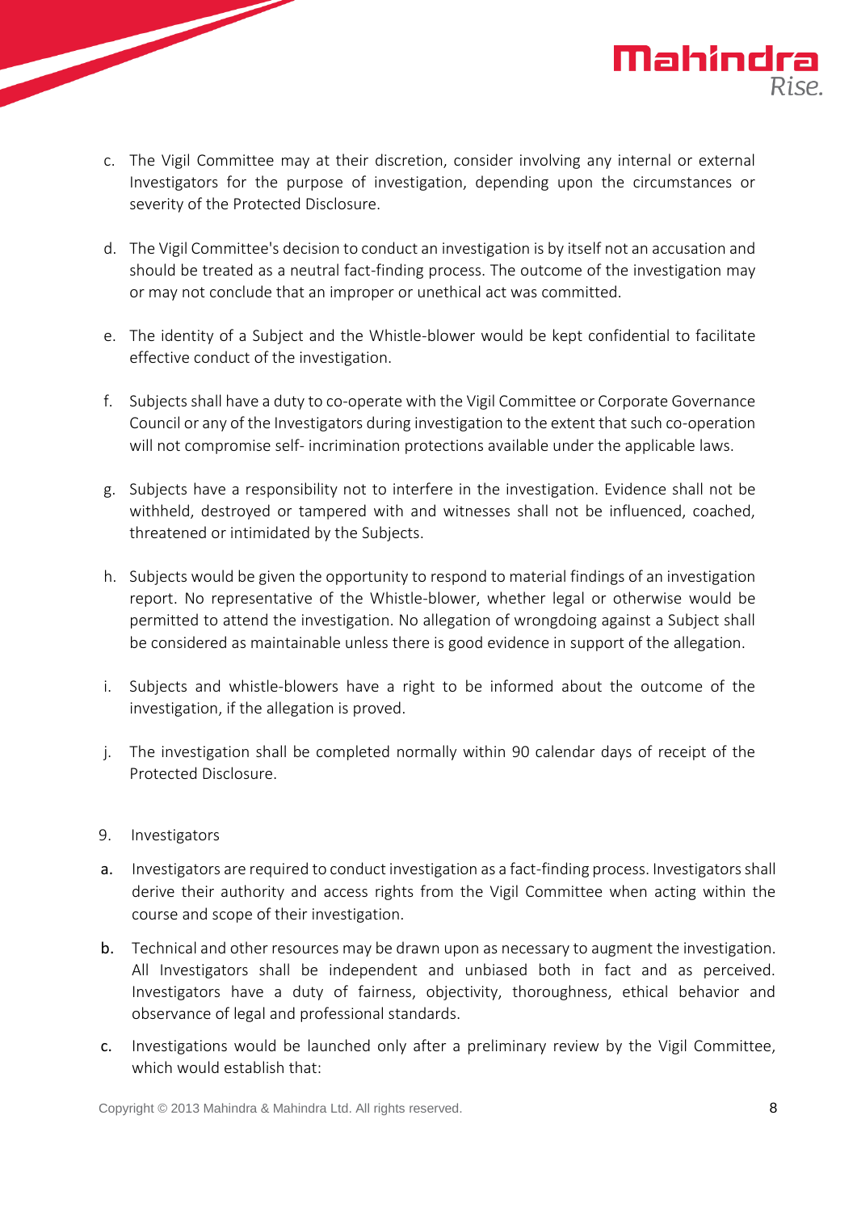c. The Vigil Committee may at their discretion, consider involving any internal or external Investigators for the purpose of investigation, depending upon the circumstances or severity of the Protected Disclosure.

d. The Vigil Committee's decision to conduct an investigation is by itself not an accusation and should be treated as a neutral fact-finding process. The outcome of the investigation may or may not conclude that an improper or unethical act was committed.

e. The identity of a Subject and the Whistle-blower would be kept confidential to facilitate effective conduct of the investigation.

f. Subjects shall have a duty to co-operate with the Vigil Committee or Corporate Governance Council or any of the Investigators during investigation to the extent that such co-operation will not compromise self- incrimination protections available under the applicable laws.

g. Subjects have a responsibility not to interfere in the investigation. Evidence shall not be withheld, destroyed or tampered with and witnesses shall not be influenced, coached, threatened or intimidated by the Subjects.

h. Subjects would be given the opportunity to respond to material findings of an investigation report. No representative of the Whistle-blower, whether legal or otherwise would be permitted to attend the investigation. No allegation of wrongdoing against a Subject shall be considered as maintainable unless there is good evidence in support of the allegation.

i. Subjects and whistle-blowers have a right to be informed about the outcome of the investigation, if the allegation is proved.

j. The investigation shall be completed normally within 90 calendar days of receipt of the Protected Disclosure.

9. Investigators

a. Investigators are required to conduct investigation as a fact-finding process. Investigators shall derive their authority and access rights from the Vigil Committee when acting within the course and scope of their investigation.

b. Technical and other resources may be drawn upon as necessary to augment the investigation. All Investigators shall be independent and unbiased both in fact and as perceived. Investigators have a duty of fairness, objectivity, thoroughness, ethical behavior and observance of legal and professional standards.

c. Investigations would be launched only after a preliminary review by the Vigil Committee, which would establish that: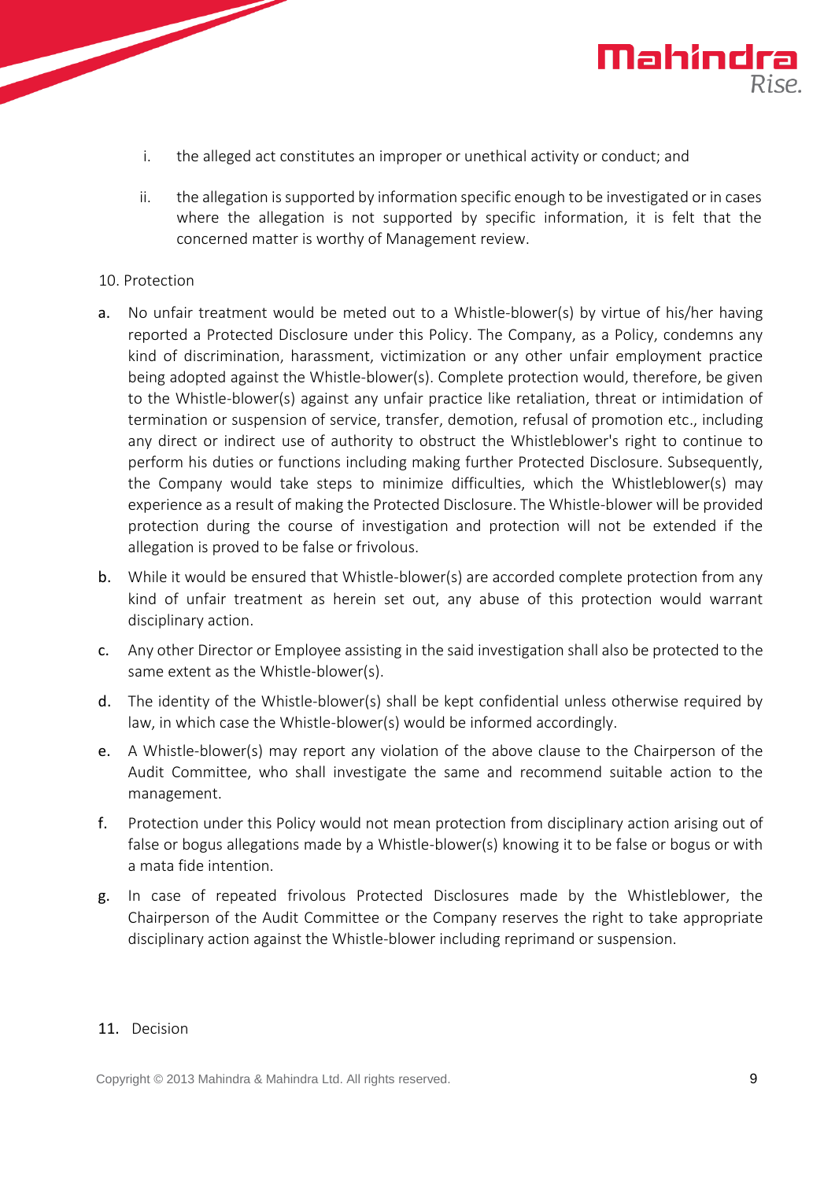i. the alleged act constitutes an improper or unethical activity or conduct; and

ii. the allegation is supported by information specific enough to be investigated or in cases where the allegation is not supported by specific information, it is felt that the concerned matter is worthy of Management review.

10. Protection

a. No unfair treatment would be meted out to a Whistle-blower(s) by virtue of his/her having reported a Protected Disclosure under this Policy. The Company, as a Policy, condemns any kind of discrimination, harassment, victimization or any other unfair employment practice being adopted against the Whistle-blower(s). Complete protection would, therefore, be given to the Whistle-blower(s) against any unfair practice like retaliation, threat or intimidation of termination or suspension of service, transfer, demotion, refusal of promotion etc., including any direct or indirect use of authority to obstruct the Whistleblower's right to continue to perform his duties or functions including making further Protected Disclosure. Subsequently, the Company would take steps to minimize difficulties, which the Whistleblower(s) may experience as a result of making the Protected Disclosure. The Whistle-blower will be provided protection during the course of investigation and protection will not be extended if the allegation is proved to be false or frivolous.

b. While it would be ensured that Whistle-blower(s) are accorded complete protection from any kind of unfair treatment as herein set out, any abuse of this protection would warrant disciplinary action.

c. Any other Director or Employee assisting in the said investigation shall also be protected to the same extent as the Whistle-blower(s).

d. The identity of the Whistle-blower(s) shall be kept confidential unless otherwise required by law, in which case the Whistle-blower(s) would be informed accordingly.

e. A Whistle-blower(s) may report any violation of the above clause to the Chairperson of the Audit Committee, who shall investigate the same and recommend suitable action to the management.

f. Protection under this Policy would not mean protection from disciplinary action arising out of false or bogus allegations made by a Whistle-blower(s) knowing it to be false or bogus or with a mata fide intention.

g. In case of repeated frivolous Protected Disclosures made by the Whistleblower, the Chairperson of the Audit Committee or the Company reserves the right to take appropriate disciplinary action against the Whistle-blower including reprimand or suspension.

11. Decision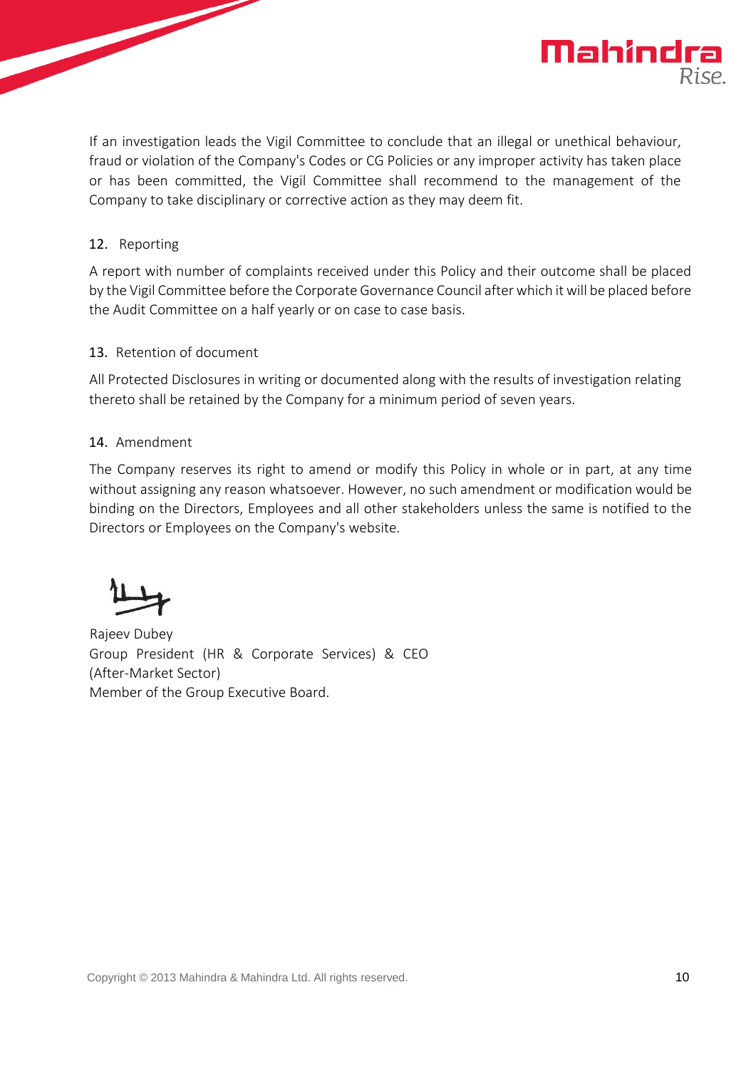If an investigation leads the Vigil Committee to conclude that an illegal or unethical behaviour, fraud or violation of the Company's Codes or CG Policies or any improper activity has taken place or has been committed, the Vigil Committee shall recommend to the management of the Company to take disciplinary or corrective action as they may deem fit.

## 12. Reporting

A report with number of complaints received under this Policy and their outcome shall be placed by the Vigil Committee before the Corporate Governance Council after which it will be placed before the Audit Committee on a half yearly or on case to case basis.

## 13. Retention of document

All Protected Disclosures in writing or documented along with the results of investigation relating thereto shall be retained by the Company for a minimum period of seven years.

## 14. Amendment

The Company reserves its right to amend or modify this Policy in whole or in part, at any time without assigning any reason whatsoever. However, no such amendment or modification would be binding on the Directors, Employees and all other stakeholders unless the same is notified to the Directors or Employees on the Company's website.

Rajeev Dubey
Group President (HR & Corporate Services) & CEO (After-Market Sector)
Member of the Group Executive Board.

Copyright © 2013 Mahindra & Mahindra Ltd. All rights reserved.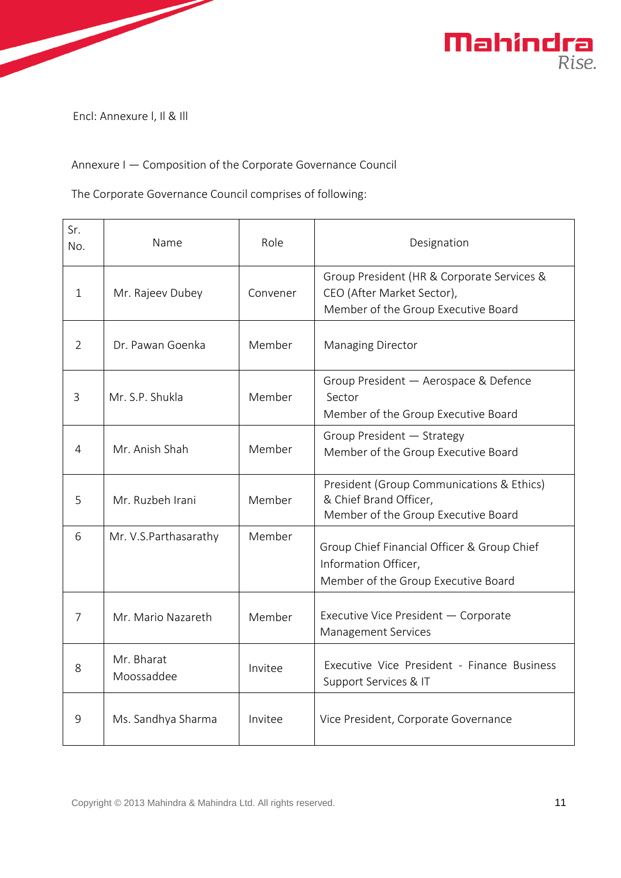Encl: Annexure I, II & III

Annexure I — Composition of the Corporate Governance Council

The Corporate Governance Council comprises of following:

| Sr. No. | Name | Role | Designation |
|---|---|---|---|
| 1 | Mr. Rajeev Dubey | Convener | Group President (HR & Corporate Services & CEO (After Market Sector), Member of the Group Executive Board |
| 2 | Dr. Pawan Goenka | Member | Managing Director |
| 3 | Mr. S.P. Shukla | Member | Group President — Aerospace & Defence Sector Member of the Group Executive Board |
| 4 | Mr. Anish Shah | Member | Group President — Strategy Member of the Group Executive Board |
| 5 | Mr. Ruzbeh Irani | Member | President (Group Communications & Ethics) & Chief Brand Officer, Member of the Group Executive Board |
| 6 | Mr. V.S.Parthasarathy | Member | Group Chief Financial Officer & Group Chief Information Officer, Member of the Group Executive Board |
| 7 | Mr. Mario Nazareth | Member | Executive Vice President — Corporate Management Services |
| 8 | Mr. Bharat Moossaddee | Invitee | Executive Vice President - Finance Business Support Services & IT |
| 9 | Ms. Sandhya Sharma | Invitee | Vice President, Corporate Governance |

Copyright © 2013 Mahindra & Mahindra Ltd. All rights reserved.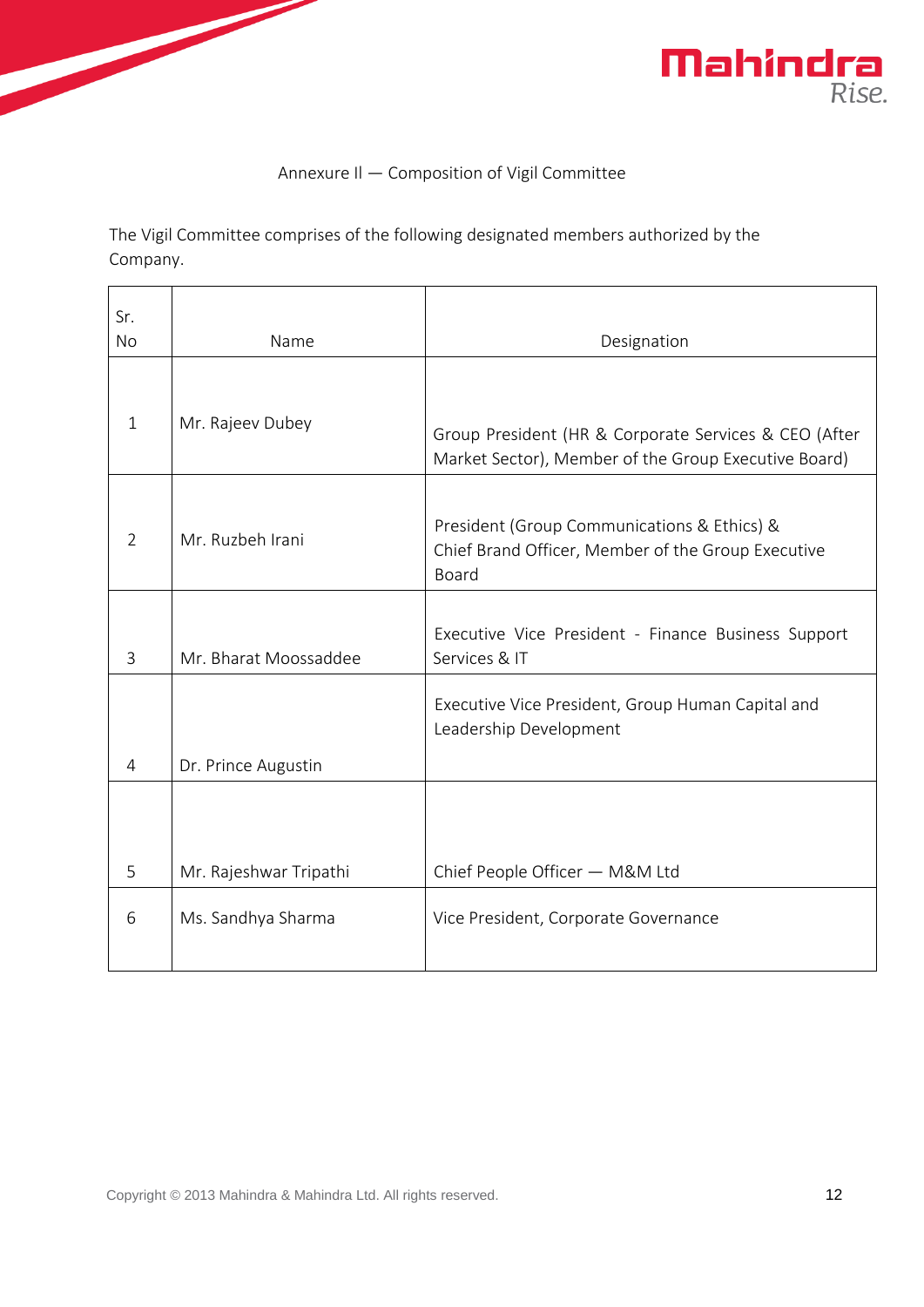## Annexure II — Composition of Vigil Committee

The Vigil Committee comprises of the following designated members authorized by the Company.

| Sr. No | Name | Designation |
|---|---|---|
| 1 | Mr. Rajeev Dubey | Group President (HR & Corporate Services & CEO (After Market Sector), Member of the Group Executive Board) |
| 2 | Mr. Ruzbeh Irani | President (Group Communications & Ethics) & Chief Brand Officer, Member of the Group Executive Board |
| 3 | Mr. Bharat Moossaddee | Executive Vice President - Finance Business Support Services & IT |
| 4 | Dr. Prince Augustin | Executive Vice President, Group Human Capital and Leadership Development |
| 5 | Mr. Rajeshwar Tripathi | Chief People Officer — M&M Ltd |
| 6 | Ms. Sandhya Sharma | Vice President, Corporate Governance |

Copyright © 2013 Mahindra & Mahindra Ltd. All rights reserved.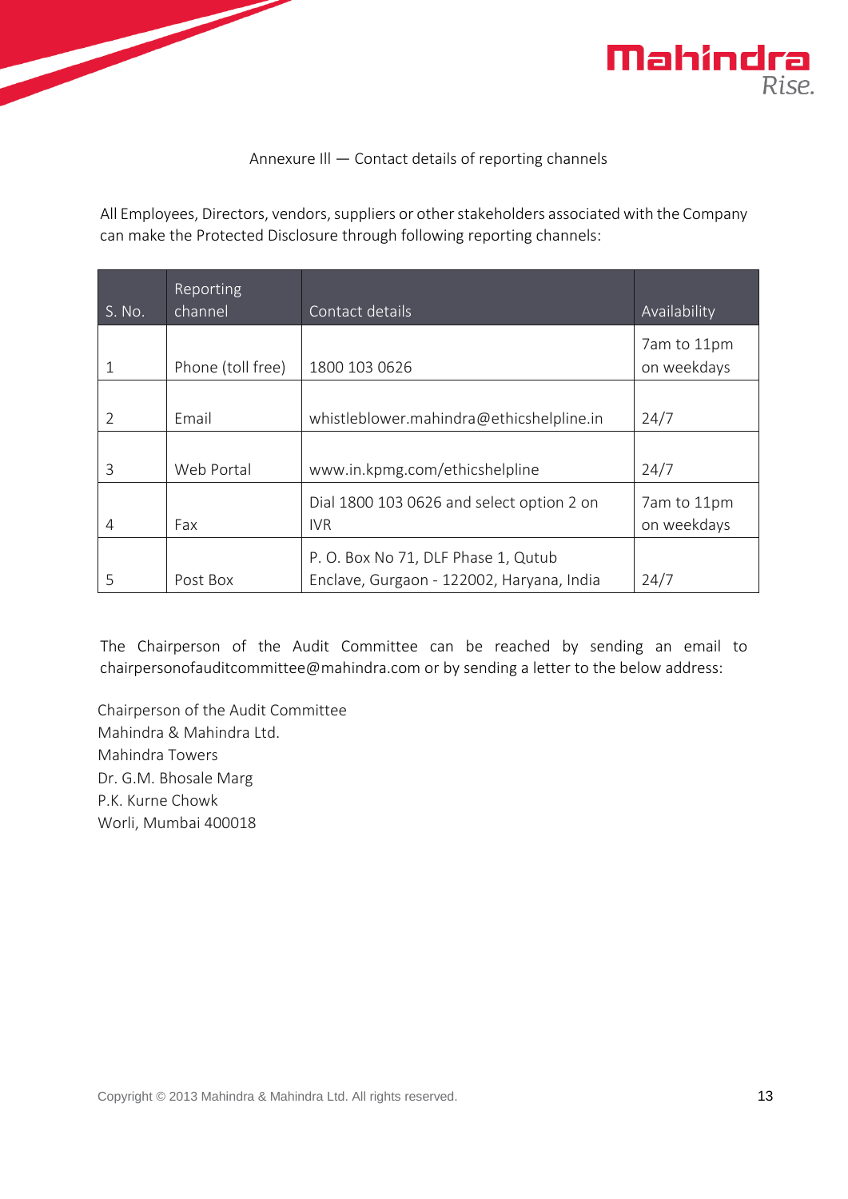## Annexure III — Contact details of reporting channels

All Employees, Directors, vendors, suppliers or other stakeholders associated with the Company can make the Protected Disclosure through following reporting channels:

| S. No. | Reporting channel | Contact details | Availability |
|---|---|---|---|
| 1 | Phone (toll free) | 1800 103 0626 | 7am to 11pm on weekdays |
| 2 | Email | whistleblower.mahindra@ethicshelpline.in | 24/7 |
| 3 | Web Portal | www.in.kpmg.com/ethicshelpline | 24/7 |
| 4 | Fax | Dial 1800 103 0626 and select option 2 on IVR | 7am to 11pm on weekdays |
| 5 | Post Box | P. O. Box No 71, DLF Phase 1, Qutub Enclave, Gurgaon - 122002, Haryana, India | 24/7 |

The Chairperson of the Audit Committee can be reached by sending an email to chairpersonofauditcommittee@mahindra.com or by sending a letter to the below address:

Chairperson of the Audit Committee
Mahindra & Mahindra Ltd.
Mahindra Towers
Dr. G.M. Bhosale Marg
P.K. Kurne Chowk
Worli, Mumbai 400018